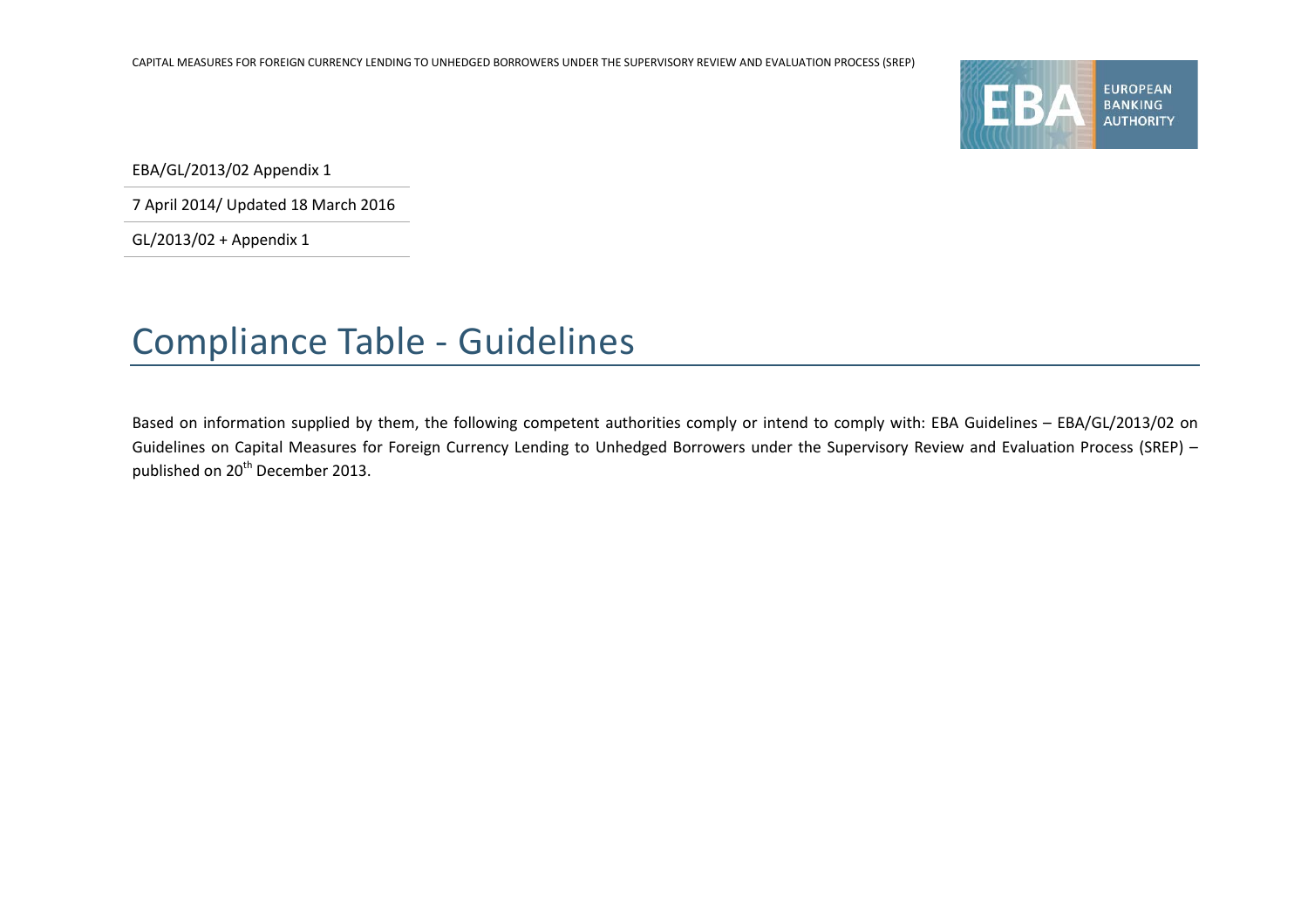EBA/GL/2013/02 Appendix 1

7 April 2014/ Updated 18 March 2016

GL/2013/02 + Appendix 1

# Compliance Table - Guidelines

Based on information supplied by them, the following competent authorities comply or intend to comply with: EBA Guidelines – EBA/GL/2013/02 on Guidelines on Capital Measures for Foreign Currency Lending to Unhedged Borrowers under the Supervisory Review and Evaluation Process (SREP) – published on 20th December 2013.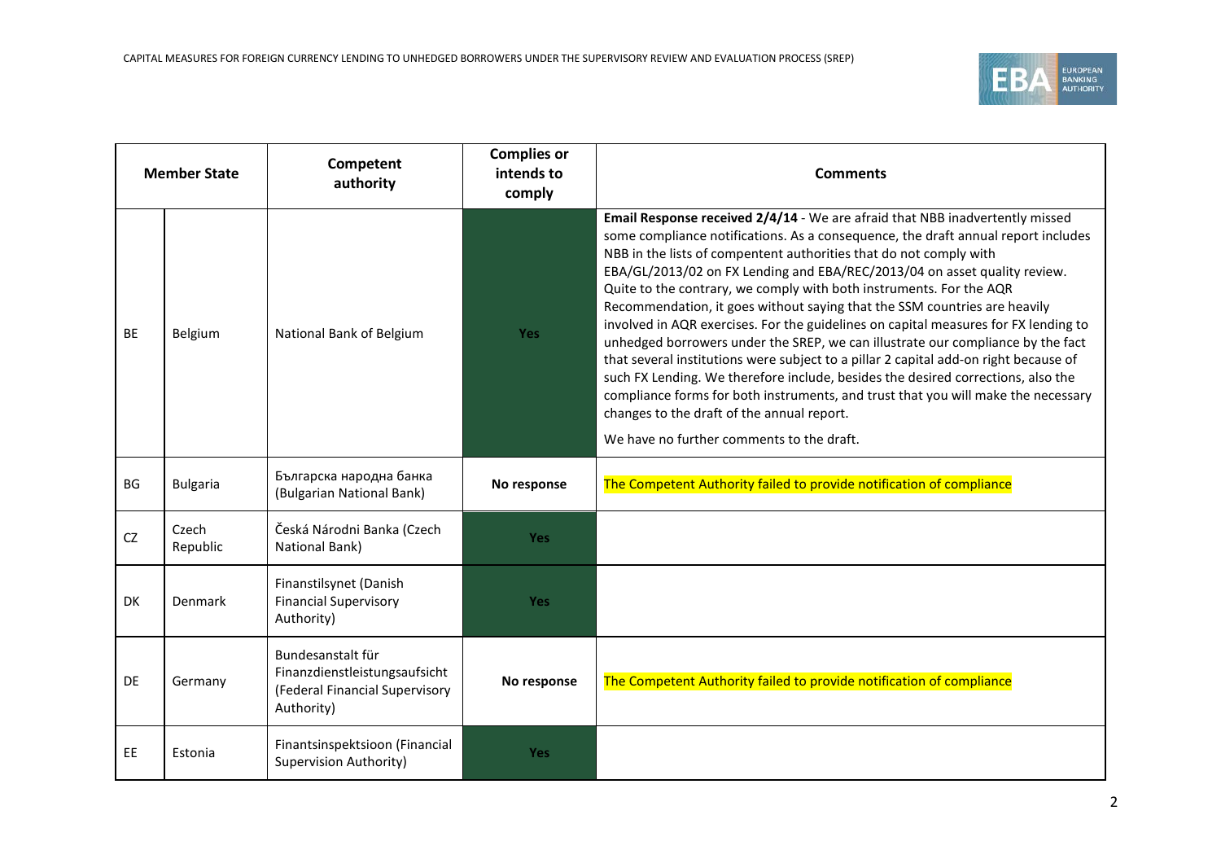| Member State | | Competent authority | Complies or intends to comply | Comments |
|---|---|---|---|---|
| BE | Belgium | National Bank of Belgium | Yes | **Email Response received 2/4/14** - We are afraid that NBB inadvertently missed some compliance notifications. As a consequence, the draft annual report includes NBB in the lists of compentent authorities that do not comply with EBA/GL/2013/02 on FX Lending and EBA/REC/2013/04 on asset quality review. Quite to the contrary, we comply with both instruments. For the AQR Recommendation, it goes without saying that the SSM countries are heavily involved in AQR exercises. For the guidelines on capital measures for FX lending to unhedged borrowers under the SREP, we can illustrate our compliance by the fact that several institutions were subject to a pillar 2 capital add-on right because of such FX Lending. We therefore include, besides the desired corrections, also the compliance forms for both instruments, and trust that you will make the necessary changes to the draft of the annual report.<br><br>We have no further comments to the draft. |
| BG | Bulgaria | Българска народна банка (Bulgarian National Bank) | **No response** | The Competent Authority failed to provide notification of compliance |
| CZ | Czech Republic | Česká Národni Banka (Czech National Bank) | Yes | |
| DK | Denmark | Finanstilsynet (Danish Financial Supervisory Authority) | Yes | |
| DE | Germany | Bundesanstalt für Finanzdienstleistungsaufsicht (Federal Financial Supervisory Authority) | **No response** | The Competent Authority failed to provide notification of compliance |
| EE | Estonia | Finantsinspektsioon (Financial Supervision Authority) | Yes | |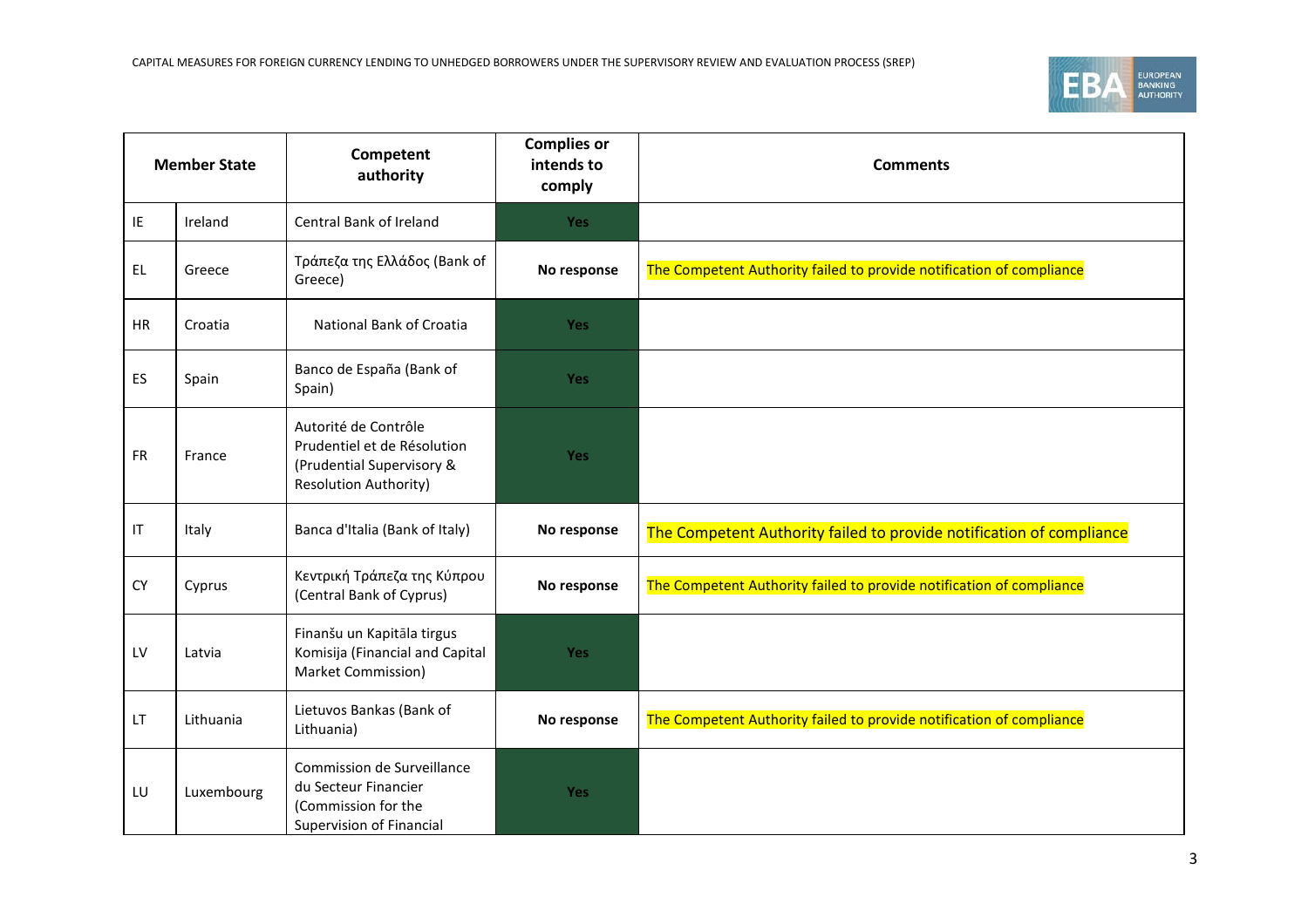| Member State | | Competent authority | Complies or intends to comply | Comments |
|---|---|---|---|---|
| IE | Ireland | Central Bank of Ireland | Yes | |
| EL | Greece | Τράπεζα της Ελλάδος (Bank of Greece) | No response | The Competent Authority failed to provide notification of compliance |
| HR | Croatia | National Bank of Croatia | Yes | |
| ES | Spain | Banco de España (Bank of Spain) | Yes | |
| FR | France | Autorité de Contrôle Prudentiel et de Résolution (Prudential Supervisory & Resolution Authority) | Yes | |
| IT | Italy | Banca d'Italia (Bank of Italy) | No response | The Competent Authority failed to provide notification of compliance |
| CY | Cyprus | Κεντρική Τράπεζα της Κύπρου (Central Bank of Cyprus) | No response | The Competent Authority failed to provide notification of compliance |
| LV | Latvia | Finanšu un Kapitāla tirgus Komisija (Financial and Capital Market Commission) | Yes | |
| LT | Lithuania | Lietuvos Bankas (Bank of Lithuania) | No response | The Competent Authority failed to provide notification of compliance |
| LU | Luxembourg | Commission de Surveillance du Secteur Financier (Commission for the Supervision of Financial | Yes | |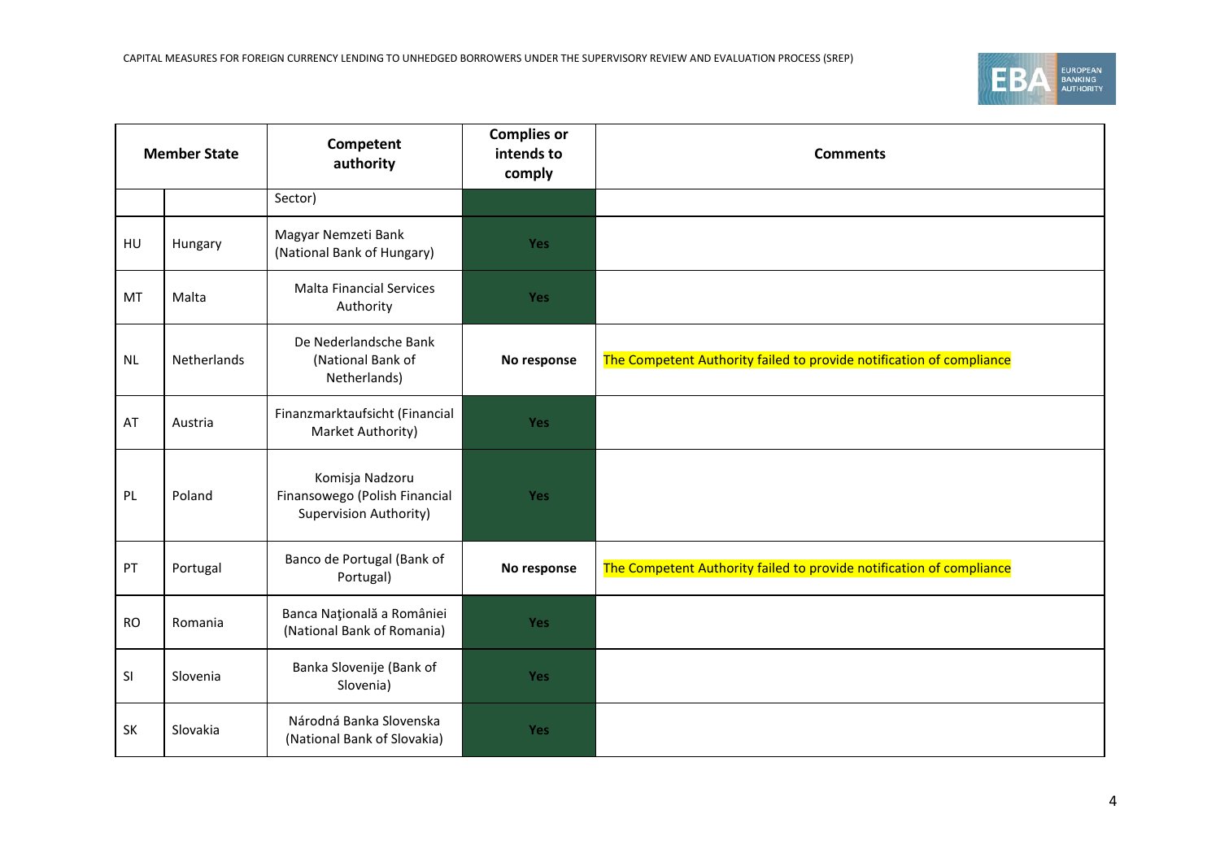| Member State | | Competent authority | Complies or intends to comply | Comments |
|---|---|---|---|---|
| | | Sector) | | |
| HU | Hungary | Magyar Nemzeti Bank (National Bank of Hungary) | Yes | |
| MT | Malta | Malta Financial Services Authority | Yes | |
| NL | Netherlands | De Nederlandsche Bank (National Bank of Netherlands) | No response | The Competent Authority failed to provide notification of compliance |
| AT | Austria | Finanzmarktaufsicht (Financial Market Authority) | Yes | |
| PL | Poland | Komisja Nadzoru Finansowego (Polish Financial Supervision Authority) | Yes | |
| PT | Portugal | Banco de Portugal (Bank of Portugal) | No response | The Competent Authority failed to provide notification of compliance |
| RO | Romania | Banca Naţională a României (National Bank of Romania) | Yes | |
| SI | Slovenia | Banka Slovenije (Bank of Slovenia) | Yes | |
| SK | Slovakia | Národná Banka Slovenska (National Bank of Slovakia) | Yes | |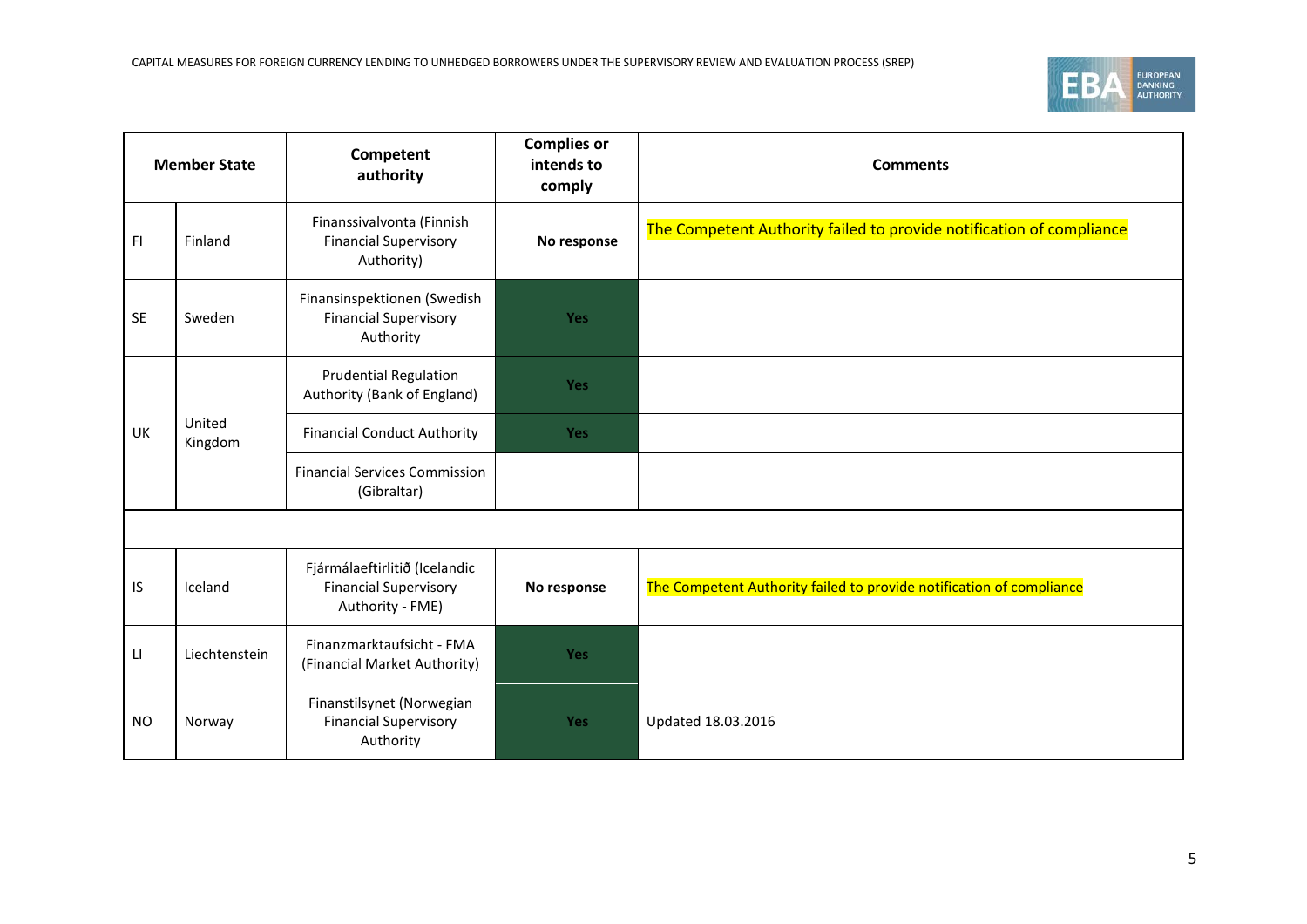| Member State | | Competent authority | Complies or intends to comply | Comments |
|---|---|---|---|---|
| FI | Finland | Finanssivalvonta (Finnish Financial Supervisory Authority) | No response | The Competent Authority failed to provide notification of compliance |
| SE | Sweden | Finansinspektionen (Swedish Financial Supervisory Authority | Yes | |
| UK | United Kingdom | Prudential Regulation Authority (Bank of England) | Yes | |
| | | Financial Conduct Authority | Yes | |
| | | Financial Services Commission (Gibraltar) | | |
| | | | | |
| IS | Iceland | Fjármálaeftirlitið (Icelandic Financial Supervisory Authority - FME) | No response | The Competent Authority failed to provide notification of compliance |
| LI | Liechtenstein | Finanzmarktaufsicht - FMA (Financial Market Authority) | Yes | |
| NO | Norway | Finanstilsynet (Norwegian Financial Supervisory Authority | Yes | Updated 18.03.2016 |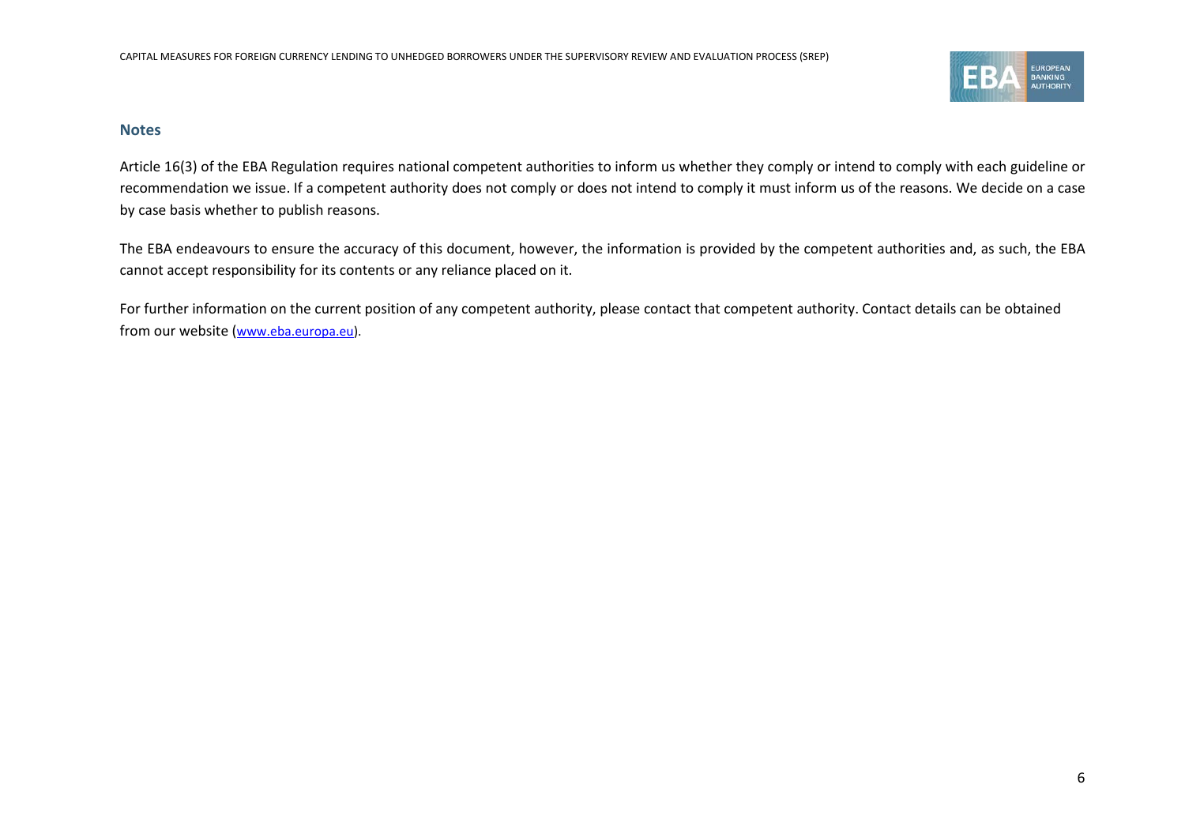## Notes

Article 16(3) of the EBA Regulation requires national competent authorities to inform us whether they comply or intend to comply with each guideline or recommendation we issue. If a competent authority does not comply or does not intend to comply it must inform us of the reasons. We decide on a case by case basis whether to publish reasons.

The EBA endeavours to ensure the accuracy of this document, however, the information is provided by the competent authorities and, as such, the EBA cannot accept responsibility for its contents or any reliance placed on it.

For further information on the current position of any competent authority, please contact that competent authority. Contact details can be obtained from our website (www.eba.europa.eu).